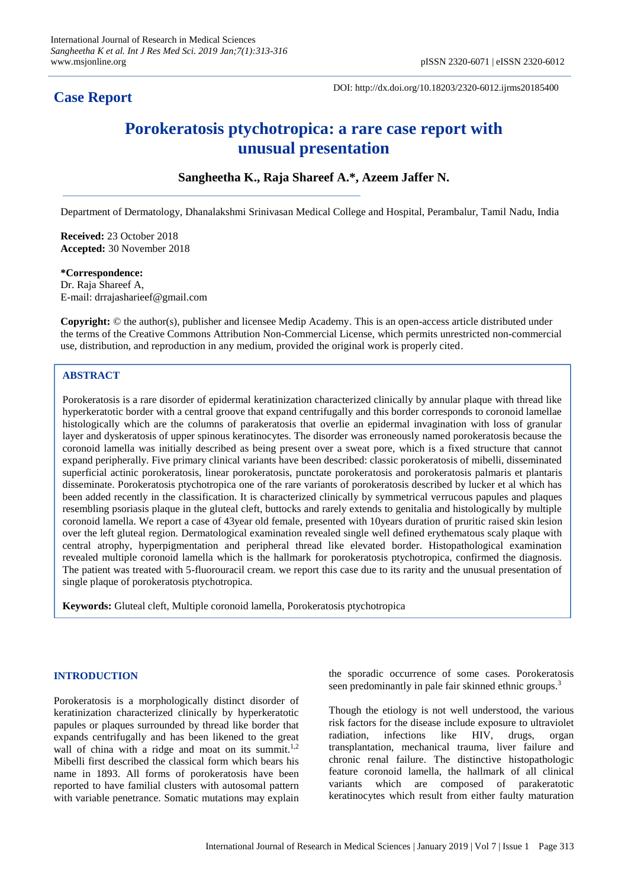## Case Report

DOI: http://dx.doi.org/10.18203/2320-6012.ijrms20185400

# Porokeratosis ptychotropica: a rare case report with unusual presentation

**Sangheetha K., Raja Shareef A.*, Azeem Jaffer N.**

Department of Dermatology, Dhanalakshmi Srinivasan Medical College and Hospital, Perambalur, Tamil Nadu, India

**Received:** 23 October 2018
**Accepted:** 30 November 2018

***Correspondence:**
Dr. Raja Shareef A,
E-mail: drrajasharieef@gmail.com

**Copyright:** © the author(s), publisher and licensee Medip Academy. This is an open-access article distributed under the terms of the Creative Commons Attribution Non-Commercial License, which permits unrestricted non-commercial use, distribution, and reproduction in any medium, provided the original work is properly cited.

## ABSTRACT

Porokeratosis is a rare disorder of epidermal keratinization characterized clinically by annular plaque with thread like hyperkeratotic border with a central groove that expand centrifugally and this border corresponds to coronoid lamellae histologically which are the columns of parakeratosis that overlie an epidermal invagination with loss of granular layer and dyskeratosis of upper spinous keratinocytes. The disorder was erroneously named porokeratosis because the coronoid lamella was initially described as being present over a sweat pore, which is a fixed structure that cannot expand peripherally. Five primary clinical variants have been described: classic porokeratosis of mibelli, disseminated superficial actinic porokeratosis, linear porokeratosis, punctate porokeratosis and porokeratosis palmaris et plantaris disseminate. Porokeratosis ptychotropica one of the rare variants of porokeratosis described by lucker et al which has been added recently in the classification. It is characterized clinically by symmetrical verrucous papules and plaques resembling psoriasis plaque in the gluteal cleft, buttocks and rarely extends to genitalia and histologically by multiple coronoid lamella. We report a case of 43year old female, presented with 10years duration of pruritic raised skin lesion over the left gluteal region. Dermatological examination revealed single well defined erythematous scaly plaque with central atrophy, hyperpigmentation and peripheral thread like elevated border. Histopathological examination revealed multiple coronoid lamella which is the hallmark for porokeratosis ptychotropica, confirmed the diagnosis. The patient was treated with 5-fluorouracil cream. we report this case due to its rarity and the unusual presentation of single plaque of porokeratosis ptychotropica.

**Keywords:** Gluteal cleft, Multiple coronoid lamella, Porokeratosis ptychotropica

## INTRODUCTION

Porokeratosis is a morphologically distinct disorder of keratinization characterized clinically by hyperkeratotic papules or plaques surrounded by thread like border that expands centrifugally and has been likened to the great wall of china with a ridge and moat on its summit.[1,2] Mibelli first described the classical form which bears his name in 1893. All forms of porokeratosis have been reported to have familial clusters with autosomal pattern with variable penetrance. Somatic mutations may explain the sporadic occurrence of some cases. Porokeratosis seen predominantly in pale fair skinned ethnic groups.[3]

Though the etiology is not well understood, the various risk factors for the disease include exposure to ultraviolet radiation, infections like HIV, drugs, organ transplantation, mechanical trauma, liver failure and chronic renal failure. The distinctive histopathologic feature coronoid lamella, the hallmark of all clinical variants which are composed of parakeratotic keratinocytes which result from either faulty maturation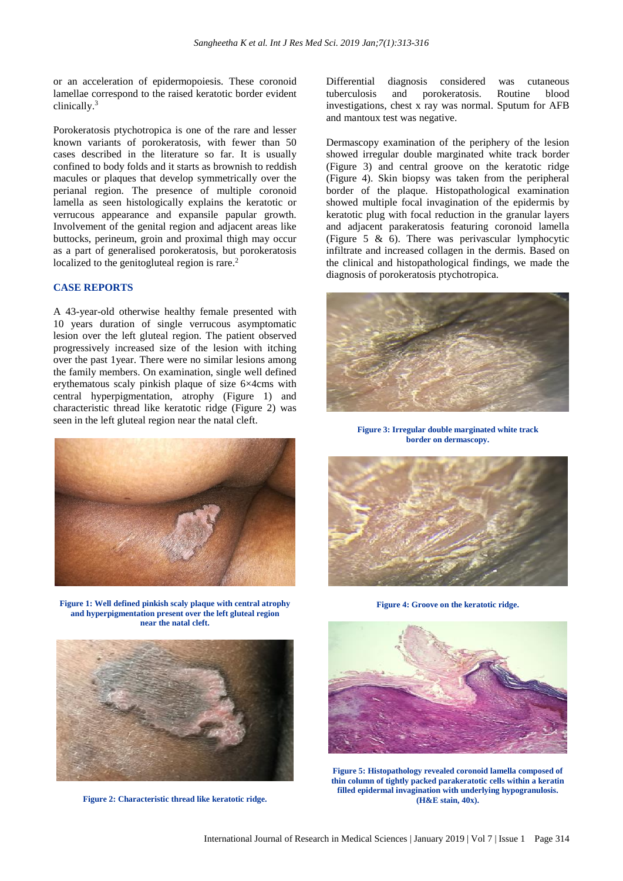or an acceleration of epidermopoiesis. These coronoid lamellae correspond to the raised keratotic border evident clinically.[3]

Porokeratosis ptychotropica is one of the rare and lesser known variants of porokeratosis, with fewer than 50 cases described in the literature so far. It is usually confined to body folds and it starts as brownish to reddish macules or plaques that develop symmetrically over the perianal region. The presence of multiple coronoid lamella as seen histologically explains the keratotic or verrucous appearance and expansile papular growth. Involvement of the genital region and adjacent areas like buttocks, perineum, groin and proximal thigh may occur as a part of generalised porokeratosis, but porokeratosis localized to the genitogluteal region is rare.[2]

## CASE REPORTS

A 43-year-old otherwise healthy female presented with 10 years duration of single verrucous asymptomatic lesion over the left gluteal region. The patient observed progressively increased size of the lesion with itching over the past 1year. There were no similar lesions among the family members. On examination, single well defined erythematous scaly pinkish plaque of size 6×4cms with central hyperpigmentation, atrophy (Figure 1) and characteristic thread like keratotic ridge (Figure 2) was seen in the left gluteal region near the natal cleft.

**Figure 1: Well defined pinkish scaly plaque with central atrophy and hyperpigmentation present over the left gluteal region near the natal cleft.**

**Figure 2: Characteristic thread like keratotic ridge.**

Differential diagnosis considered was cutaneous tuberculosis and porokeratosis. Routine blood investigations, chest x ray was normal. Sputum for AFB and mantoux test was negative.

Dermascopy examination of the periphery of the lesion showed irregular double marginated white track border (Figure 3) and central groove on the keratotic ridge (Figure 4). Skin biopsy was taken from the peripheral border of the plaque. Histopathological examination showed multiple focal invagination of the epidermis by keratotic plug with focal reduction in the granular layers and adjacent parakeratosis featuring coronoid lamella (Figure 5 & 6). There was perivascular lymphocytic infiltrate and increased collagen in the dermis. Based on the clinical and histopathological findings, we made the diagnosis of porokeratosis ptychotropica.

**Figure 3: Irregular double marginated white track border on dermascopy.**

**Figure 4: Groove on the keratotic ridge.**

**Figure 5: Histopathology revealed coronoid lamella composed of thin column of tightly packed parakeratotic cells within a keratin filled epidermal invagination with underlying hypogranulosis. (H&E stain, 40x).**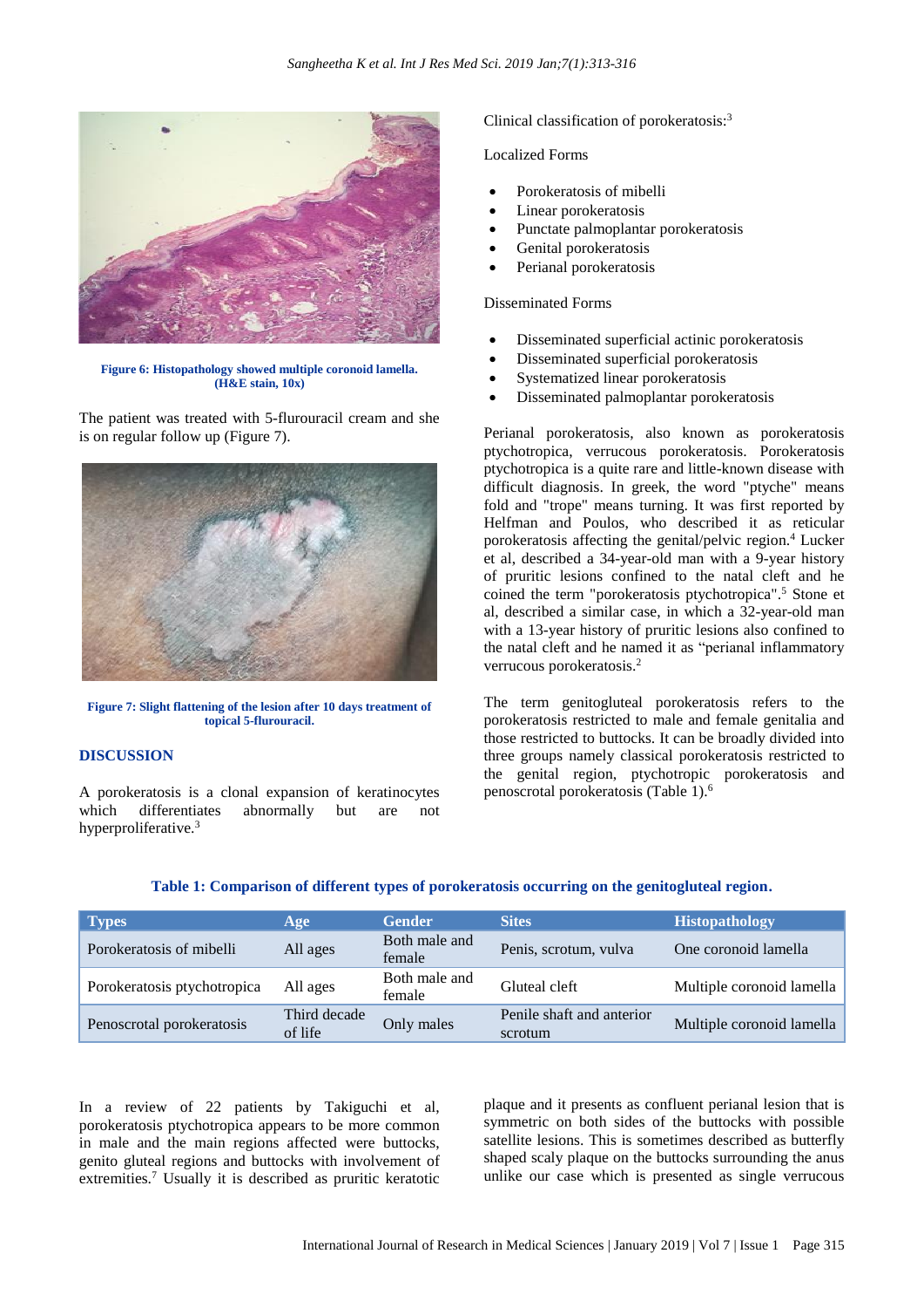Figure 6: Histopathology showed multiple coronoid lamella. (H&E stain, 10x)

The patient was treated with 5-flurouracil cream and she is on regular follow up (Figure 7).

Figure 7: Slight flattening of the lesion after 10 days treatment of topical 5-flurouracil.

## DISCUSSION

A porokeratosis is a clonal expansion of keratinocytes which differentiates abnormally but are not hyperproliferative.[3]

Clinical classification of porokeratosis:[3]

Localized Forms

- Porokeratosis of mibelli
- Linear porokeratosis
- Punctate palmoplantar porokeratosis
- Genital porokeratosis
- Perianal porokeratosis

Disseminated Forms

- Disseminated superficial actinic porokeratosis
- Disseminated superficial porokeratosis
- Systematized linear porokeratosis
- Disseminated palmoplantar porokeratosis

Perianal porokeratosis, also known as porokeratosis ptychotropica, verrucous porokeratosis. Porokeratosis ptychotropica is a quite rare and little-known disease with difficult diagnosis. In greek, the word "ptyche" means fold and "trope" means turning. It was first reported by Helfman and Poulos, who described it as reticular porokeratosis affecting the genital/pelvic region.[4] Lucker et al, described a 34-year-old man with a 9-year history of pruritic lesions confined to the natal cleft and he coined the term "porokeratosis ptychotropica".[5] Stone et al, described a similar case, in which a 32-year-old man with a 13-year history of pruritic lesions also confined to the natal cleft and he named it as "perianal inflammatory verrucous porokeratosis.[2]

The term genitogluteal porokeratosis refers to the porokeratosis restricted to male and female genitalia and those restricted to buttocks. It can be broadly divided into three groups namely classical porokeratosis restricted to the genital region, ptychotropic porokeratosis and penoscrotal porokeratosis (Table 1).[6]

**Table 1: Comparison of different types of porokeratosis occurring on the genitogluteal region.**

| Types | Age | Gender | Sites | Histopathology |
|---|---|---|---|---|
| Porokeratosis of mibelli | All ages | Both male and female | Penis, scrotum, vulva | One coronoid lamella |
| Porokeratosis ptychotropica | All ages | Both male and female | Gluteal cleft | Multiple coronoid lamella |
| Penoscrotal porokeratosis | Third decade of life | Only males | Penile shaft and anterior scrotum | Multiple coronoid lamella |

In a review of 22 patients by Takiguchi et al, porokeratosis ptychotropica appears to be more common in male and the main regions affected were buttocks, genito gluteal regions and buttocks with involvement of extremities.[7] Usually it is described as pruritic keratotic plaque and it presents as confluent perianal lesion that is symmetric on both sides of the buttocks with possible satellite lesions. This is sometimes described as butterfly shaped scaly plaque on the buttocks surrounding the anus unlike our case which is presented as single verrucous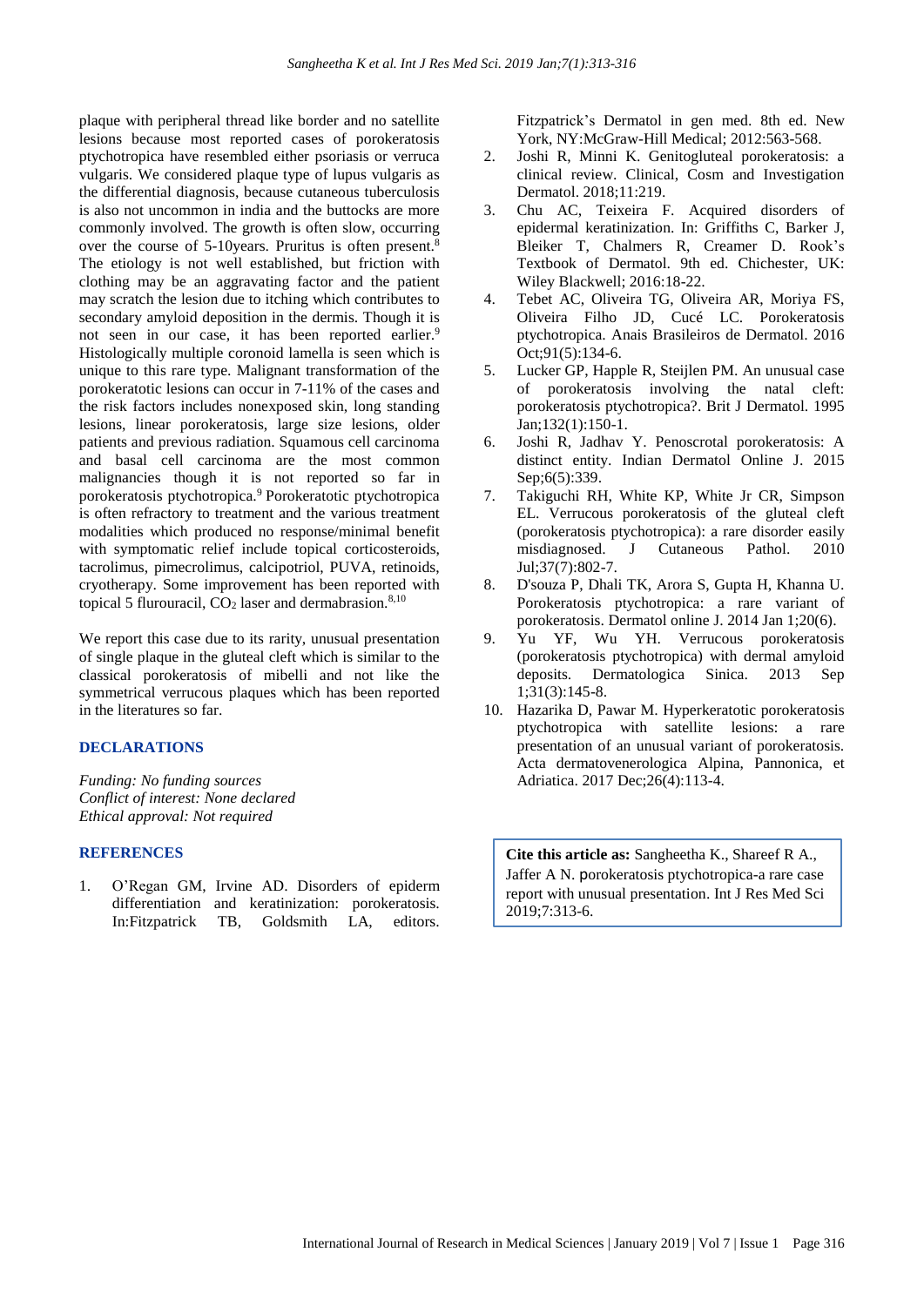plaque with peripheral thread like border and no satellite lesions because most reported cases of porokeratosis ptychotropica have resembled either psoriasis or verruca vulgaris. We considered plaque type of lupus vulgaris as the differential diagnosis, because cutaneous tuberculosis is also not uncommon in india and the buttocks are more commonly involved. The growth is often slow, occurring over the course of 5-10years. Pruritus is often present.[8] The etiology is not well established, but friction with clothing may be an aggravating factor and the patient may scratch the lesion due to itching which contributes to secondary amyloid deposition in the dermis. Though it is not seen in our case, it has been reported earlier.[9] Histologically multiple coronoid lamella is seen which is unique to this rare type. Malignant transformation of the porokeratotic lesions can occur in 7-11% of the cases and the risk factors includes nonexposed skin, long standing lesions, linear porokeratosis, large size lesions, older patients and previous radiation. Squamous cell carcinoma and basal cell carcinoma are the most common malignancies though it is not reported so far in porokeratosis ptychotropica.[9] Porokeratotic ptychotropica is often refractory to treatment and the various treatment modalities which produced no response/minimal benefit with symptomatic relief include topical corticosteroids, tacrolimus, pimecrolimus, calcipotriol, PUVA, retinoids, cryotherapy. Some improvement has been reported with topical 5 flurouracil, $CO_2$ laser and dermabrasion.[8,10]

We report this case due to its rarity, unusual presentation of single plaque in the gluteal cleft which is similar to the classical porokeratosis of mibelli and not like the symmetrical verrucous plaques which has been reported in the literatures so far.

## DECLARATIONS

*Funding: No funding sources*
*Conflict of interest: None declared*
*Ethical approval: Not required*

## REFERENCES

1. O'Regan GM, Irvine AD. Disorders of epiderm differentiation and keratinization: porokeratosis. In:Fitzpatrick TB, Goldsmith LA, editors. Fitzpatrick's Dermatol in gen med. 8th ed. New York, NY:McGraw-Hill Medical; 2012:563-568.
2. Joshi R, Minni K. Genitogluteal porokeratosis: a clinical review. Clinical, Cosm and Investigation Dermatol. 2018;11:219.
3. Chu AC, Teixeira F. Acquired disorders of epidermal keratinization. In: Griffiths C, Barker J, Bleiker T, Chalmers R, Creamer D. Rook's Textbook of Dermatol. 9th ed. Chichester, UK: Wiley Blackwell; 2016:18-22.
4. Tebet AC, Oliveira TG, Oliveira AR, Moriya FS, Oliveira Filho JD, Cucé LC. Porokeratosis ptychotropica. Anais Brasileiros de Dermatol. 2016 Oct;91(5):134-6.
5. Lucker GP, Happle R, Steijlen PM. An unusual case of porokeratosis involving the natal cleft: porokeratosis ptychotropica?. Brit J Dermatol. 1995 Jan;132(1):150-1.
6. Joshi R, Jadhav Y. Penoscrotal porokeratosis: A distinct entity. Indian Dermatol Online J. 2015 Sep;6(5):339.
7. Takiguchi RH, White KP, White Jr CR, Simpson EL. Verrucous porokeratosis of the gluteal cleft (porokeratosis ptychotropica): a rare disorder easily misdiagnosed. J Cutaneous Pathol. 2010 Jul;37(7):802-7.
8. D'souza P, Dhali TK, Arora S, Gupta H, Khanna U. Porokeratosis ptychotropica: a rare variant of porokeratosis. Dermatol online J. 2014 Jan 1;20(6).
9. Yu YF, Wu YH. Verrucous porokeratosis (porokeratosis ptychotropica) with dermal amyloid deposits. Dermatologica Sinica. 2013 Sep 1;31(3):145-8.
10. Hazarika D, Pawar M. Hyperkeratotic porokeratosis ptychotropica with satellite lesions: a rare presentation of an unusual variant of porokeratosis. Acta dermatovenerologica Alpina, Pannonica, et Adriatica. 2017 Dec;26(4):113-4.

**Cite this article as:** Sangheetha K., Shareef R A., Jaffer A N. porokeratosis ptychotropica-a rare case report with unusual presentation. Int J Res Med Sci 2019;7:313-6.